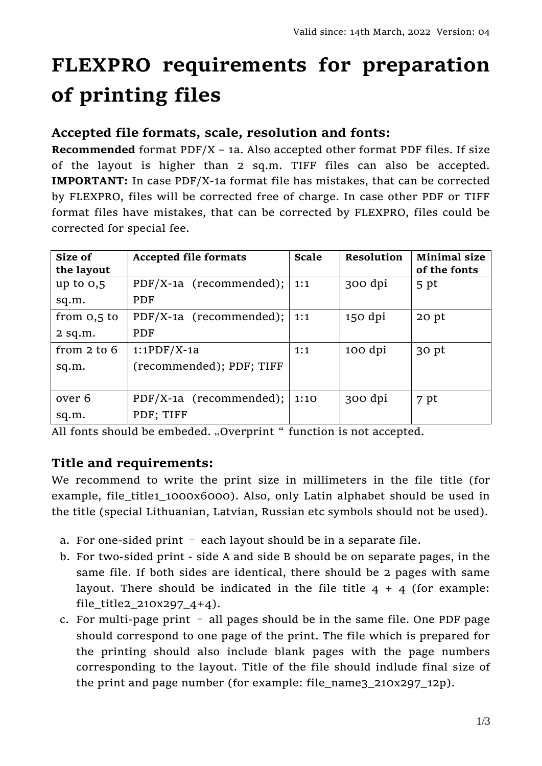Valid since: 14th March, 2022 Version: 04

# FLEXPRO requirements for preparation of printing files

## Accepted file formats, scale, resolution and fonts:

**Recommended** format PDF/X – 1a. Also accepted other format PDF files. If size of the layout is higher than 2 sq.m. TIFF files can also be accepted. **IMPORTANT:** In case PDF/X-1a format file has mistakes, that can be corrected by FLEXPRO, files will be corrected free of charge. In case other PDF or TIFF format files have mistakes, that can be corrected by FLEXPRO, files could be corrected for special fee.

| Size of the layout | Accepted file formats | Scale | Resolution | Minimal size of the fonts |
|---|---|---|---|---|
| up to 0,5 sq.m. | PDF/X-1a (recommended); PDF | 1:1 | 300 dpi | 5 pt |
| from 0,5 to 2 sq.m. | PDF/X-1a (recommended); PDF | 1:1 | 150 dpi | 20 pt |
| from 2 to 6 sq.m. | 1:1PDF/X-1a (recommended); PDF; TIFF | 1:1 | 100 dpi | 30 pt |
| over 6 sq.m. | PDF/X-1a (recommended); PDF; TIFF | 1:10 | 300 dpi | 7 pt |

All fonts should be embeded. „Overprint " function is not accepted.

## Title and requirements:

We recommend to write the print size in millimeters in the file title (for example, file_title1_1000x6000). Also, only Latin alphabet should be used in the title (special Lithuanian, Latvian, Russian etc symbols should not be used).

a. For one-sided print – each layout should be in a separate file.
b. For two-sided print - side A and side B should be on separate pages, in the same file. If both sides are identical, there should be 2 pages with same layout. There should be indicated in the file title 4 + 4 (for example: file_title2_210x297_4+4).
c. For multi-page print – all pages should be in the same file. One PDF page should correspond to one page of the print. The file which is prepared for the printing should also include blank pages with the page numbers corresponding to the layout. Title of the file should indlude final size of the print and page number (for example: file_name3_210x297_12p).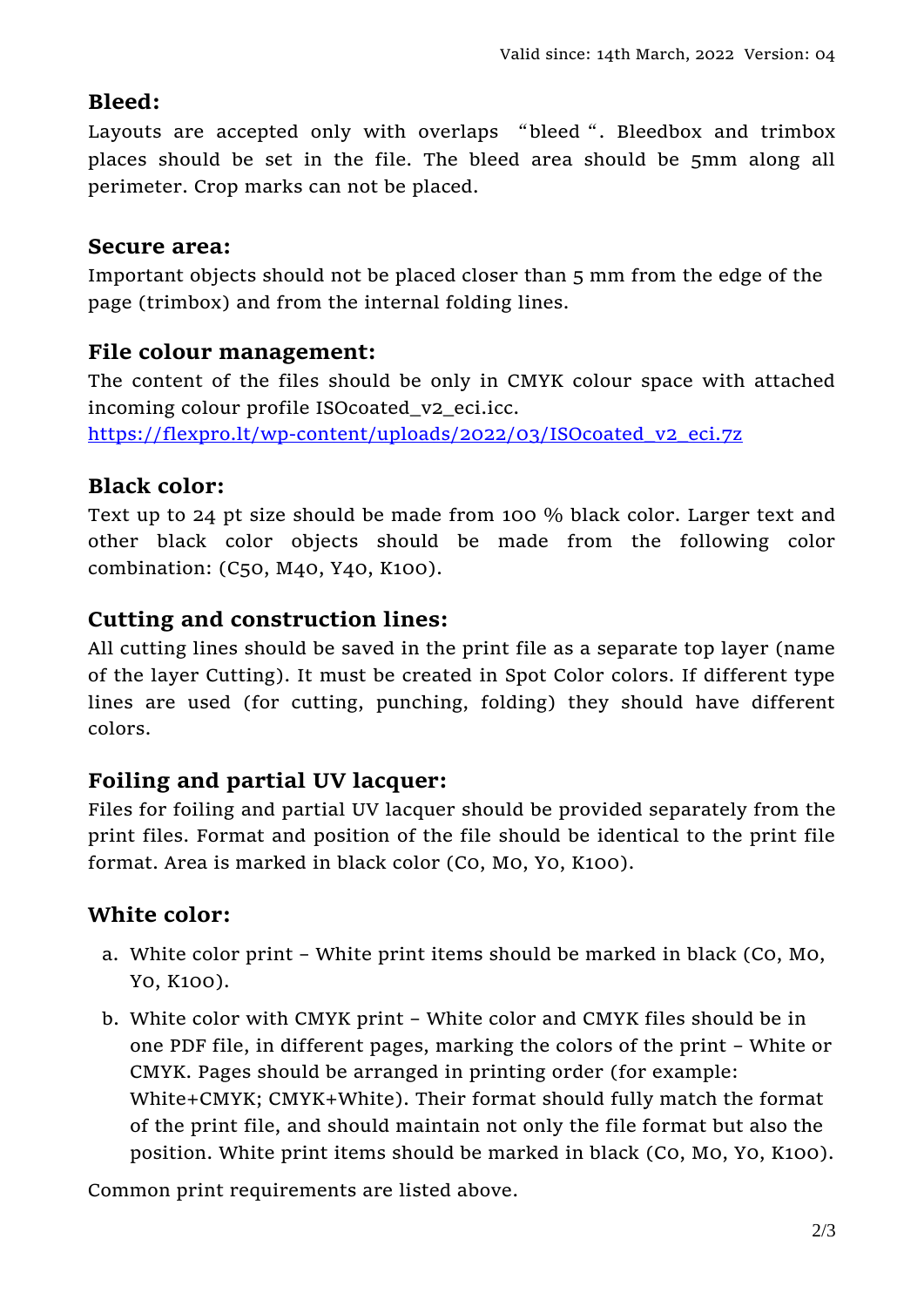## Bleed:

Layouts are accepted only with overlaps "bleed". Bleedbox and trimbox places should be set in the file. The bleed area should be 5mm along all perimeter. Crop marks can not be placed.

## Secure area:

Important objects should not be placed closer than 5 mm from the edge of the page (trimbox) and from the internal folding lines.

## File colour management:

The content of the files should be only in CMYK colour space with attached incoming colour profile ISOcoated_v2_eci.icc.
https://flexpro.lt/wp-content/uploads/2022/03/ISOcoated_v2_eci.7z

## Black color:

Text up to 24 pt size should be made from 100 % black color. Larger text and other black color objects should be made from the following color combination: (C50, M40, Y40, K100).

## Cutting and construction lines:

All cutting lines should be saved in the print file as a separate top layer (name of the layer Cutting). It must be created in Spot Color colors. If different type lines are used (for cutting, punching, folding) they should have different colors.

## Foiling and partial UV lacquer:

Files for foiling and partial UV lacquer should be provided separately from the print files. Format and position of the file should be identical to the print file format. Area is marked in black color (C0, M0, Y0, K100).

## White color:

a. White color print – White print items should be marked in black (C0, M0, Y0, K100).
b. White color with CMYK print – White color and CMYK files should be in one PDF file, in different pages, marking the colors of the print – White or CMYK. Pages should be arranged in printing order (for example: White+CMYK; CMYK+White). Their format should fully match the format of the print file, and should maintain not only the file format but also the position. White print items should be marked in black (C0, M0, Y0, K100).

Common print requirements are listed above.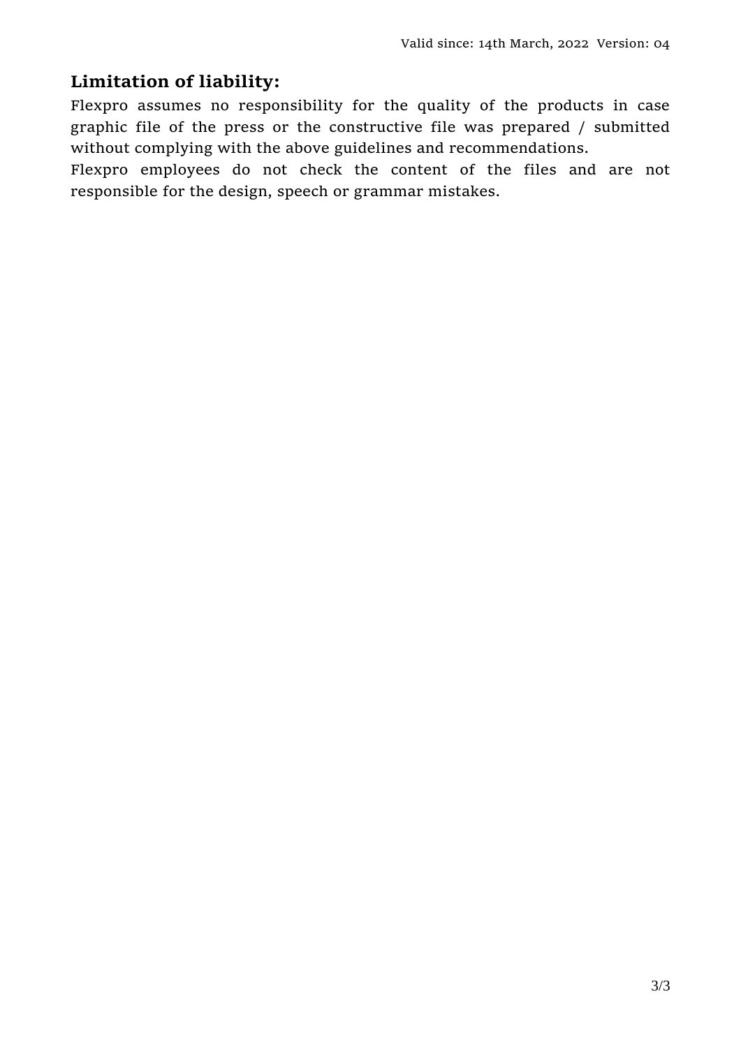## Limitation of liability:

Flexpro assumes no responsibility for the quality of the products in case graphic file of the press or the constructive file was prepared / submitted without complying with the above guidelines and recommendations.
Flexpro employees do not check the content of the files and are not responsible for the design, speech or grammar mistakes.